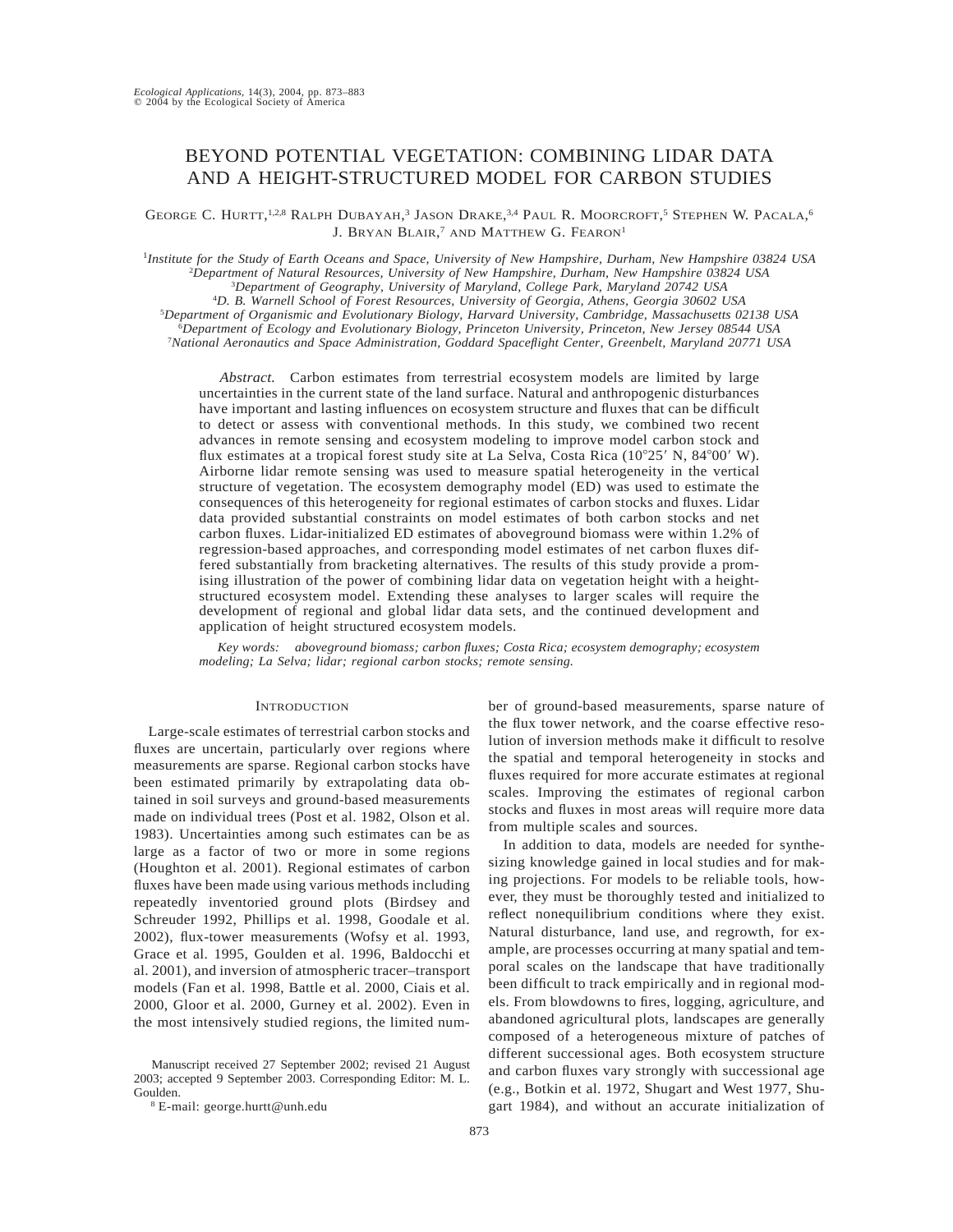# BEYOND POTENTIAL VEGETATION: COMBINING LIDAR DATA AND A HEIGHT-STRUCTURED MODEL FOR CARBON STUDIES

George C. Hurtt,[1,2,8] Ralph Dubayah,[3] Jason Drake,[3,4] Paul R. Moorcroft,[5] Stephen W. Pacala,[6] J. Bryan Blair,[7] and Matthew G. Fearon[1]

[1] *Institute for the Study of Earth Oceans and Space, University of New Hampshire, Durham, New Hampshire 03824 USA*
[2] *Department of Natural Resources, University of New Hampshire, Durham, New Hampshire 03824 USA*
[3] *Department of Geography, University of Maryland, College Park, Maryland 20742 USA*
[4] *D. B. Warnell School of Forest Resources, University of Georgia, Athens, Georgia 30602 USA*
[5] *Department of Organismic and Evolutionary Biology, Harvard University, Cambridge, Massachusetts 02138 USA*
[6] *Department of Ecology and Evolutionary Biology, Princeton University, Princeton, New Jersey 08544 USA*
[7] *National Aeronautics and Space Administration, Goddard Spaceflight Center, Greenbelt, Maryland 20771 USA*

*Abstract.* Carbon estimates from terrestrial ecosystem models are limited by large uncertainties in the current state of the land surface. Natural and anthropogenic disturbances have important and lasting influences on ecosystem structure and fluxes that can be difficult to detect or assess with conventional methods. In this study, we combined two recent advances in remote sensing and ecosystem modeling to improve model carbon stock and flux estimates at a tropical forest study site at La Selva, Costa Rica (10°25′ N, 84°00′ W). Airborne lidar remote sensing was used to measure spatial heterogeneity in the vertical structure of vegetation. The ecosystem demography model (ED) was used to estimate the consequences of this heterogeneity for regional estimates of carbon stocks and fluxes. Lidar data provided substantial constraints on model estimates of both carbon stocks and net carbon fluxes. Lidar-initialized ED estimates of aboveground biomass were within 1.2% of regression-based approaches, and corresponding model estimates of net carbon fluxes differed substantially from bracketing alternatives. The results of this study provide a promising illustration of the power of combining lidar data on vegetation height with a height-structured ecosystem model. Extending these analyses to larger scales will require the development of regional and global lidar data sets, and the continued development and application of height structured ecosystem models.

*Key words: aboveground biomass; carbon fluxes; Costa Rica; ecosystem demography; ecosystem modeling; La Selva; lidar; regional carbon stocks; remote sensing.*

## Introduction

Large-scale estimates of terrestrial carbon stocks and fluxes are uncertain, particularly over regions where measurements are sparse. Regional carbon stocks have been estimated primarily by extrapolating data obtained in soil surveys and ground-based measurements made on individual trees (Post et al. 1982, Olson et al. 1983). Uncertainties among such estimates can be as large as a factor of two or more in some regions (Houghton et al. 2001). Regional estimates of carbon fluxes have been made using various methods including repeatedly inventoried ground plots (Birdsey and Schreuder 1992, Phillips et al. 1998, Goodale et al. 2002), flux-tower measurements (Wofsy et al. 1993, Grace et al. 1995, Goulden et al. 1996, Baldocchi et al. 2001), and inversion of atmospheric tracer–transport models (Fan et al. 1998, Battle et al. 2000, Ciais et al. 2000, Gloor et al. 2000, Gurney et al. 2002). Even in the most intensively studied regions, the limited number of ground-based measurements, sparse nature of the flux tower network, and the coarse effective resolution of inversion methods make it difficult to resolve the spatial and temporal heterogeneity in stocks and fluxes required for more accurate estimates at regional scales. Improving the estimates of regional carbon stocks and fluxes in most areas will require more data from multiple scales and sources.

In addition to data, models are needed for synthesizing knowledge gained in local studies and for making projections. For models to be reliable tools, however, they must be thoroughly tested and initialized to reflect nonequilibrium conditions where they exist. Natural disturbance, land use, and regrowth, for example, are processes occurring at many spatial and temporal scales on the landscape that have traditionally been difficult to track empirically and in regional models. From blowdowns to fires, logging, agriculture, and abandoned agricultural plots, landscapes are generally composed of a heterogeneous mixture of patches of different successional ages. Both ecosystem structure and carbon fluxes vary strongly with successional age (e.g., Botkin et al. 1972, Shugart and West 1977, Shugart 1984), and without an accurate initialization of

Manuscript received 27 September 2002; revised 21 August 2003; accepted 9 September 2003. Corresponding Editor: M. L. Goulden.

[8] E-mail: george.hurtt@unh.edu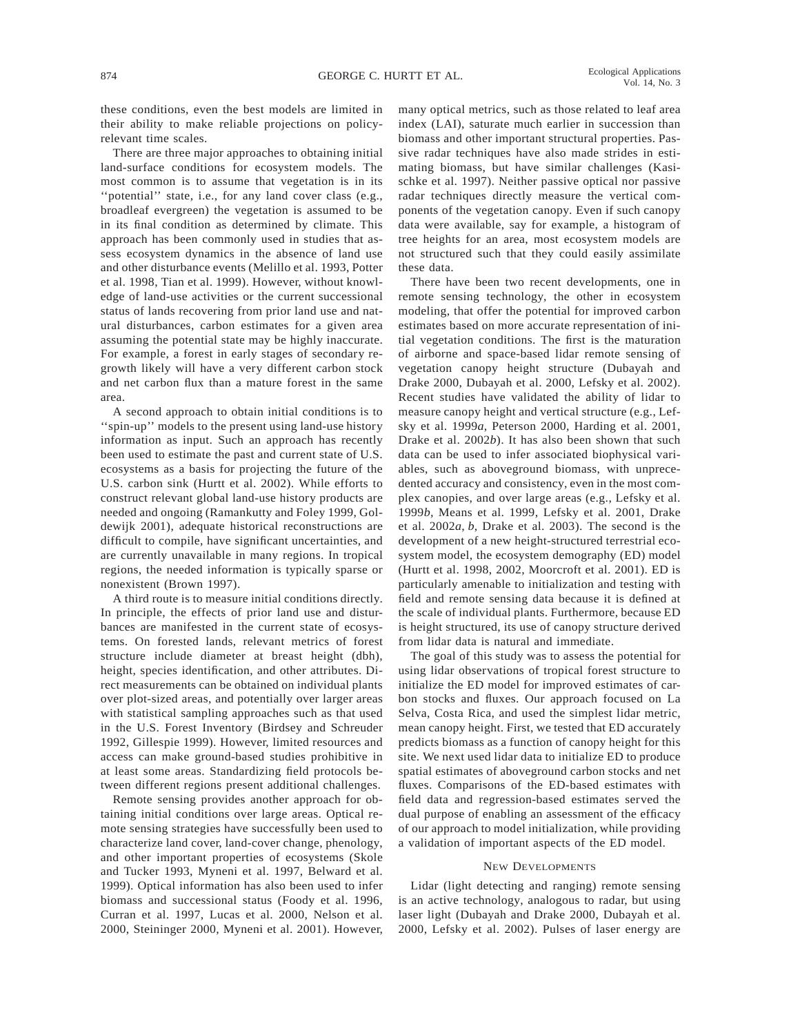these conditions, even the best models are limited in their ability to make reliable projections on policy-relevant time scales.

There are three major approaches to obtaining initial land-surface conditions for ecosystem models. The most common is to assume that vegetation is in its ''potential'' state, i.e., for any land cover class (e.g., broadleaf evergreen) the vegetation is assumed to be in its final condition as determined by climate. This approach has been commonly used in studies that assess ecosystem dynamics in the absence of land use and other disturbance events (Melillo et al. 1993, Potter et al. 1998, Tian et al. 1999). However, without knowledge of land-use activities or the current successional status of lands recovering from prior land use and natural disturbances, carbon estimates for a given area assuming the potential state may be highly inaccurate. For example, a forest in early stages of secondary regrowth likely will have a very different carbon stock and net carbon flux than a mature forest in the same area.

A second approach to obtain initial conditions is to ''spin-up'' models to the present using land-use history information as input. Such an approach has recently been used to estimate the past and current state of U.S. ecosystems as a basis for projecting the future of the U.S. carbon sink (Hurtt et al. 2002). While efforts to construct relevant global land-use history products are needed and ongoing (Ramankutty and Foley 1999, Goldewijk 2001), adequate historical reconstructions are difficult to compile, have significant uncertainties, and are currently unavailable in many regions. In tropical regions, the needed information is typically sparse or nonexistent (Brown 1997).

A third route is to measure initial conditions directly. In principle, the effects of prior land use and disturbances are manifested in the current state of ecosystems. On forested lands, relevant metrics of forest structure include diameter at breast height (dbh), height, species identification, and other attributes. Direct measurements can be obtained on individual plants over plot-sized areas, and potentially over larger areas with statistical sampling approaches such as that used in the U.S. Forest Inventory (Birdsey and Schreuder 1992, Gillespie 1999). However, limited resources and access can make ground-based studies prohibitive in at least some areas. Standardizing field protocols between different regions present additional challenges.

Remote sensing provides another approach for obtaining initial conditions over large areas. Optical remote sensing strategies have successfully been used to characterize land cover, land-cover change, phenology, and other important properties of ecosystems (Skole and Tucker 1993, Myneni et al. 1997, Belward et al. 1999). Optical information has also been used to infer biomass and successional status (Foody et al. 1996, Curran et al. 1997, Lucas et al. 2000, Nelson et al. 2000, Steininger 2000, Myneni et al. 2001). However, many optical metrics, such as those related to leaf area index (LAI), saturate much earlier in succession than biomass and other important structural properties. Passive radar techniques have also made strides in estimating biomass, but have similar challenges (Kasischke et al. 1997). Neither passive optical nor passive radar techniques directly measure the vertical components of the vegetation canopy. Even if such canopy data were available, say for example, a histogram of tree heights for an area, most ecosystem models are not structured such that they could easily assimilate these data.

There have been two recent developments, one in remote sensing technology, the other in ecosystem modeling, that offer the potential for improved carbon estimates based on more accurate representation of initial vegetation conditions. The first is the maturation of airborne and space-based lidar remote sensing of vegetation canopy height structure (Dubayah and Drake 2000, Dubayah et al. 2000, Lefsky et al. 2002). Recent studies have validated the ability of lidar to measure canopy height and vertical structure (e.g., Lefsky et al. 1999*a*, Peterson 2000, Harding et al. 2001, Drake et al. 2002*b*). It has also been shown that such data can be used to infer associated biophysical variables, such as aboveground biomass, with unprecedented accuracy and consistency, even in the most complex canopies, and over large areas (e.g., Lefsky et al. 1999*b*, Means et al. 1999, Lefsky et al. 2001, Drake et al. 2002*a*, *b*, Drake et al. 2003). The second is the development of a new height-structured terrestrial ecosystem model, the ecosystem demography (ED) model (Hurtt et al. 1998, 2002, Moorcroft et al. 2001). ED is particularly amenable to initialization and testing with field and remote sensing data because it is defined at the scale of individual plants. Furthermore, because ED is height structured, its use of canopy structure derived from lidar data is natural and immediate.

The goal of this study was to assess the potential for using lidar observations of tropical forest structure to initialize the ED model for improved estimates of carbon stocks and fluxes. Our approach focused on La Selva, Costa Rica, and used the simplest lidar metric, mean canopy height. First, we tested that ED accurately predicts biomass as a function of canopy height for this site. We next used lidar data to initialize ED to produce spatial estimates of aboveground carbon stocks and net fluxes. Comparisons of the ED-based estimates with field data and regression-based estimates served the dual purpose of enabling an assessment of the efficacy of our approach to model initialization, while providing a validation of important aspects of the ED model.

## New Developments

Lidar (light detecting and ranging) remote sensing is an active technology, analogous to radar, but using laser light (Dubayah and Drake 2000, Dubayah et al. 2000, Lefsky et al. 2002). Pulses of laser energy are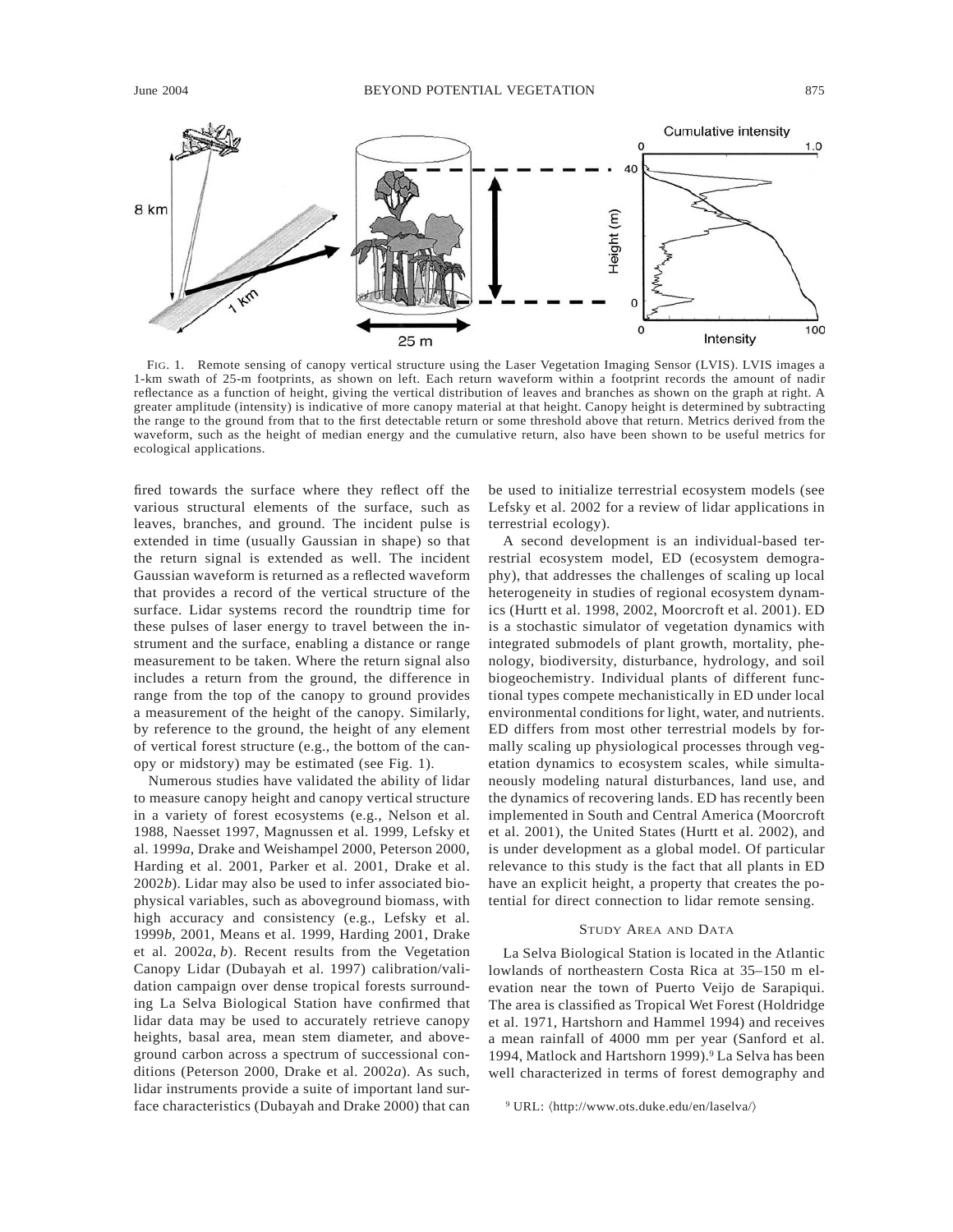FIG. 1. Remote sensing of canopy vertical structure using the Laser Vegetation Imaging Sensor (LVIS). LVIS images a 1-km swath of 25-m footprints, as shown on left. Each return waveform within a footprint records the amount of nadir reflectance as a function of height, giving the vertical distribution of leaves and branches as shown on the graph at right. A greater amplitude (intensity) is indicative of more canopy material at that height. Canopy height is determined by subtracting the range to the ground from that to the first detectable return or some threshold above that return. Metrics derived from the waveform, such as the height of median energy and the cumulative return, also have been shown to be useful metrics for ecological applications.

fired towards the surface where they reflect off the various structural elements of the surface, such as leaves, branches, and ground. The incident pulse is extended in time (usually Gaussian in shape) so that the return signal is extended as well. The incident Gaussian waveform is returned as a reflected waveform that provides a record of the vertical structure of the surface. Lidar systems record the roundtrip time for these pulses of laser energy to travel between the instrument and the surface, enabling a distance or range measurement to be taken. Where the return signal also includes a return from the ground, the difference in range from the top of the canopy to ground provides a measurement of the height of the canopy. Similarly, by reference to the ground, the height of any element of vertical forest structure (e.g., the bottom of the canopy or midstory) may be estimated (see Fig. 1).

Numerous studies have validated the ability of lidar to measure canopy height and canopy vertical structure in a variety of forest ecosystems (e.g., Nelson et al. 1988, Naesset 1997, Magnussen et al. 1999, Lefsky et al. 1999*a*, Drake and Weishampel 2000, Peterson 2000, Harding et al. 2001, Parker et al. 2001, Drake et al. 2002*b*). Lidar may also be used to infer associated biophysical variables, such as aboveground biomass, with high accuracy and consistency (e.g., Lefsky et al. 1999*b*, 2001, Means et al. 1999, Harding 2001, Drake et al. 2002*a*, *b*). Recent results from the Vegetation Canopy Lidar (Dubayah et al. 1997) calibration/validation campaign over dense tropical forests surrounding La Selva Biological Station have confirmed that lidar data may be used to accurately retrieve canopy heights, basal area, mean stem diameter, and aboveground carbon across a spectrum of successional conditions (Peterson 2000, Drake et al. 2002*a*). As such, lidar instruments provide a suite of important land surface characteristics (Dubayah and Drake 2000) that can be used to initialize terrestrial ecosystem models (see Lefsky et al. 2002 for a review of lidar applications in terrestrial ecology).

A second development is an individual-based terrestrial ecosystem model, ED (ecosystem demography), that addresses the challenges of scaling up local heterogeneity in studies of regional ecosystem dynamics (Hurtt et al. 1998, 2002, Moorcroft et al. 2001). ED is a stochastic simulator of vegetation dynamics with integrated submodels of plant growth, mortality, phenology, biodiversity, disturbance, hydrology, and soil biogeochemistry. Individual plants of different functional types compete mechanistically in ED under local environmental conditions for light, water, and nutrients. ED differs from most other terrestrial models by formally scaling up physiological processes through vegetation dynamics to ecosystem scales, while simultaneously modeling natural disturbances, land use, and the dynamics of recovering lands. ED has recently been implemented in South and Central America (Moorcroft et al. 2001), the United States (Hurtt et al. 2002), and is under development as a global model. Of particular relevance to this study is the fact that all plants in ED have an explicit height, a property that creates the potential for direct connection to lidar remote sensing.

## STUDY AREA AND DATA

La Selva Biological Station is located in the Atlantic lowlands of northeastern Costa Rica at 35–150 m elevation near the town of Puerto Veijo de Sarapiqui. The area is classified as Tropical Wet Forest (Holdridge et al. 1971, Hartshorn and Hammel 1994) and receives a mean rainfall of 4000 mm per year (Sanford et al. 1994, Matlock and Hartshorn 1999).[9] La Selva has been well characterized in terms of forest demography and

[9] URL: ⟨http://www.ots.duke.edu/en/laselva/⟩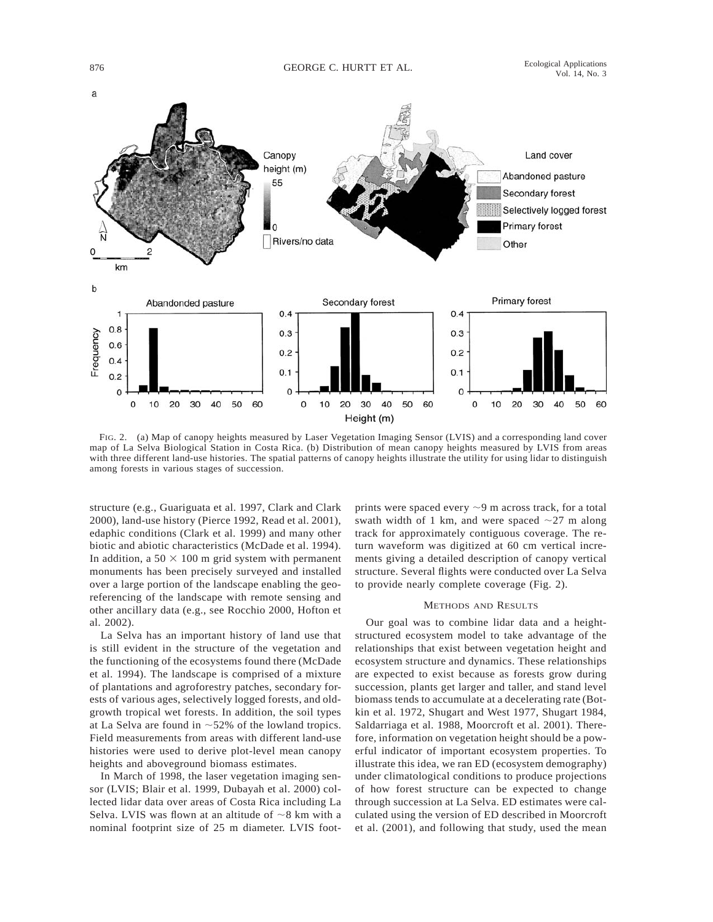FIG. 2. (a) Map of canopy heights measured by Laser Vegetation Imaging Sensor (LVIS) and a corresponding land cover map of La Selva Biological Station in Costa Rica. (b) Distribution of mean canopy heights measured by LVIS from areas with three different land-use histories. The spatial patterns of canopy heights illustrate the utility for using lidar to distinguish among forests in various stages of succession.

structure (e.g., Guariguata et al. 1997, Clark and Clark 2000), land-use history (Pierce 1992, Read et al. 2001), edaphic conditions (Clark et al. 1999) and many other biotic and abiotic characteristics (McDade et al. 1994). In addition, a 50 × 100 m grid system with permanent monuments has been precisely surveyed and installed over a large portion of the landscape enabling the georeferencing of the landscape with remote sensing and other ancillary data (e.g., see Rocchio 2000, Hofton et al. 2002).

La Selva has an important history of land use that is still evident in the structure of the vegetation and the functioning of the ecosystems found there (McDade et al. 1994). The landscape is comprised of a mixture of plantations and agroforestry patches, secondary forests of various ages, selectively logged forests, and old-growth tropical wet forests. In addition, the soil types at La Selva are found in ~52% of the lowland tropics. Field measurements from areas with different land-use histories were used to derive plot-level mean canopy heights and aboveground biomass estimates.

In March of 1998, the laser vegetation imaging sensor (LVIS; Blair et al. 1999, Dubayah et al. 2000) collected lidar data over areas of Costa Rica including La Selva. LVIS was flown at an altitude of ~8 km with a nominal footprint size of 25 m diameter. LVIS footprints were spaced every ~9 m across track, for a total swath width of 1 km, and were spaced ~27 m along track for approximately contiguous coverage. The return waveform was digitized at 60 cm vertical increments giving a detailed description of canopy vertical structure. Several flights were conducted over La Selva to provide nearly complete coverage (Fig. 2).

## METHODS AND RESULTS

Our goal was to combine lidar data and a height-structured ecosystem model to take advantage of the relationships that exist between vegetation height and ecosystem structure and dynamics. These relationships are expected to exist because as forests grow during succession, plants get larger and taller, and stand level biomass tends to accumulate at a decelerating rate (Botkin et al. 1972, Shugart and West 1977, Shugart 1984, Saldarriaga et al. 1988, Moorcroft et al. 2001). Therefore, information on vegetation height should be a powerful indicator of important ecosystem properties. To illustrate this idea, we ran ED (ecosystem demography) under climatological conditions to produce projections of how forest structure can be expected to change through succession at La Selva. ED estimates were calculated using the version of ED described in Moorcroft et al. (2001), and following that study, used the mean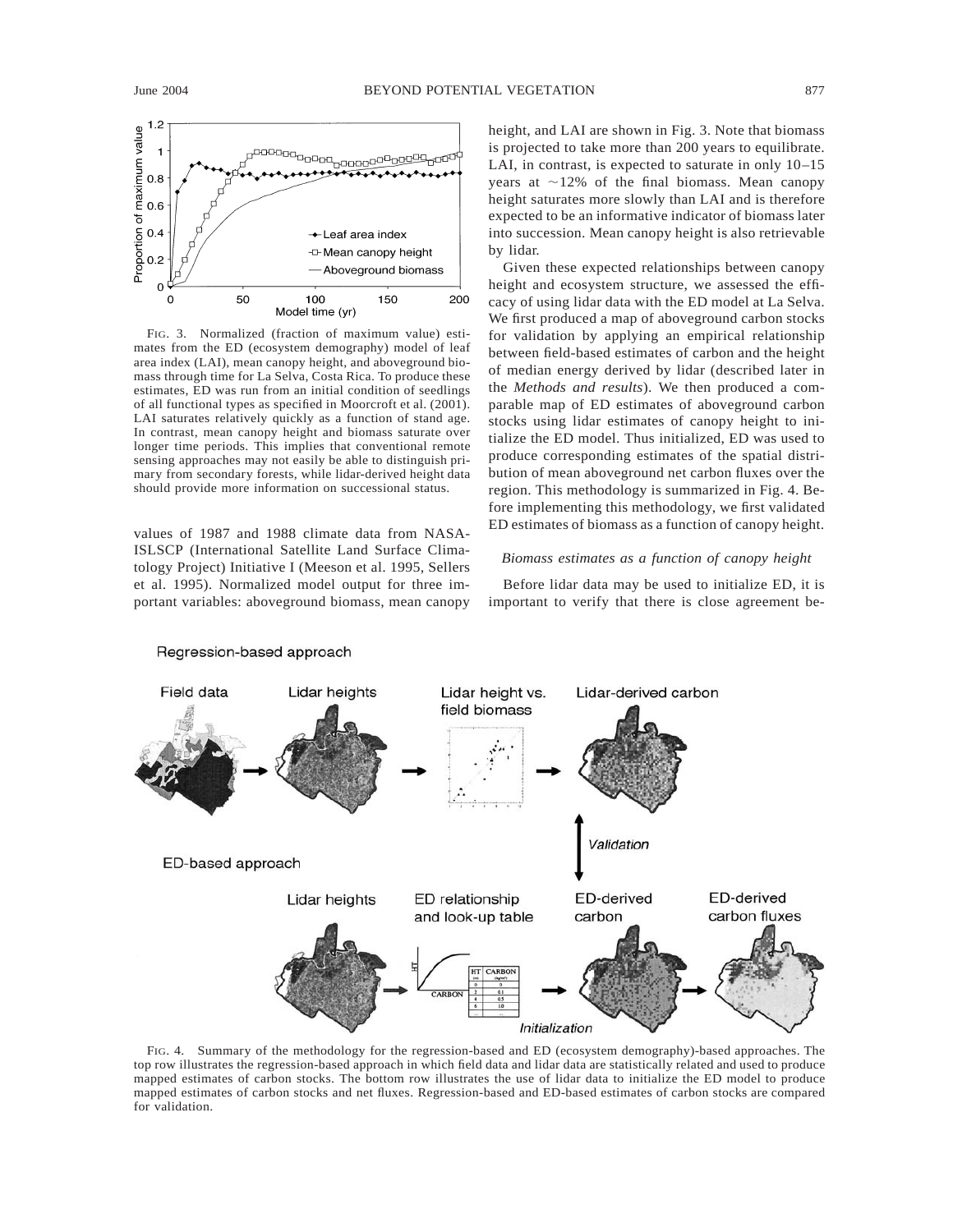FIG. 3. Normalized (fraction of maximum value) estimates from the ED (ecosystem demography) model of leaf area index (LAI), mean canopy height, and aboveground biomass through time for La Selva, Costa Rica. To produce these estimates, ED was run from an initial condition of seedlings of all functional types as specified in Moorcroft et al. (2001). LAI saturates relatively quickly as a function of stand age. In contrast, mean canopy height and biomass saturate over longer time periods. This implies that conventional remote sensing approaches may not easily be able to distinguish primary from secondary forests, while lidar-derived height data should provide more information on successional status.

values of 1987 and 1988 climate data from NASA-ISLSCP (International Satellite Land Surface Climatology Project) Initiative I (Meeson et al. 1995, Sellers et al. 1995). Normalized model output for three important variables: aboveground biomass, mean canopy height, and LAI are shown in Fig. 3. Note that biomass is projected to take more than 200 years to equilibrate. LAI, in contrast, is expected to saturate in only 10–15 years at ~12% of the final biomass. Mean canopy height saturates more slowly than LAI and is therefore expected to be an informative indicator of biomass later into succession. Mean canopy height is also retrievable by lidar.

Given these expected relationships between canopy height and ecosystem structure, we assessed the efficacy of using lidar data with the ED model at La Selva. We first produced a map of aboveground carbon stocks for validation by applying an empirical relationship between field-based estimates of carbon and the height of median energy derived by lidar (described later in the *Methods and results*). We then produced a comparable map of ED estimates of aboveground carbon stocks using lidar estimates of canopy height to initialize the ED model. Thus initialized, ED was used to produce corresponding estimates of the spatial distribution of mean aboveground net carbon fluxes over the region. This methodology is summarized in Fig. 4. Before implementing this methodology, we first validated ED estimates of biomass as a function of canopy height.

### *Biomass estimates as a function of canopy height*

Before lidar data may be used to initialize ED, it is important to verify that there is close agreement be-

FIG. 4. Summary of the methodology for the regression-based and ED (ecosystem demography)-based approaches. The top row illustrates the regression-based approach in which field data and lidar data are statistically related and used to produce mapped estimates of carbon stocks. The bottom row illustrates the use of lidar data to initialize the ED model to produce mapped estimates of carbon stocks and net fluxes. Regression-based and ED-based estimates of carbon stocks are compared for validation.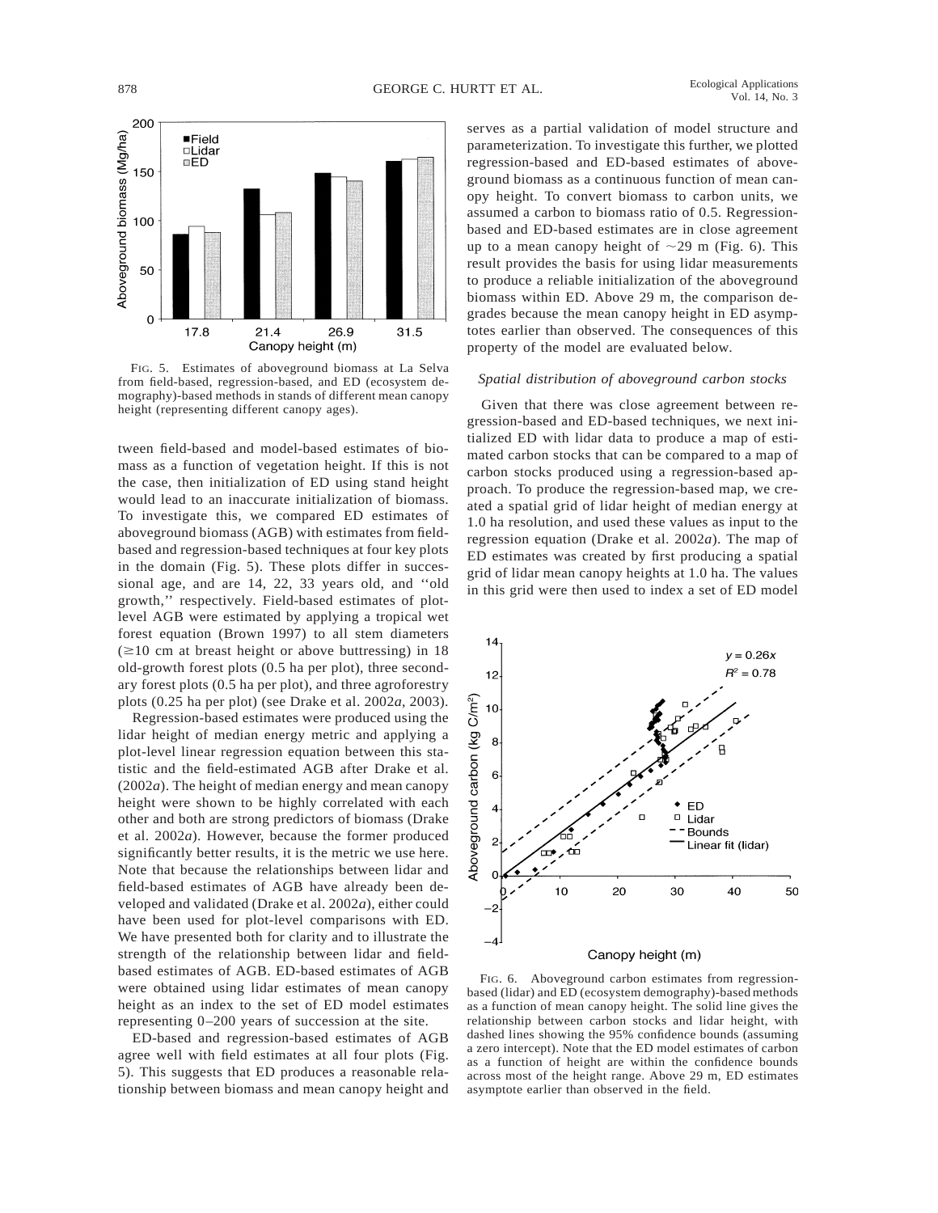FIG. 5. Estimates of aboveground biomass at La Selva from field-based, regression-based, and ED (ecosystem demography)-based methods in stands of different mean canopy height (representing different canopy ages).

tween field-based and model-based estimates of biomass as a function of vegetation height. If this is not the case, then initialization of ED using stand height would lead to an inaccurate initialization of biomass. To investigate this, we compared ED estimates of aboveground biomass (AGB) with estimates from field-based and regression-based techniques at four key plots in the domain (Fig. 5). These plots differ in successional age, and are 14, 22, 33 years old, and ''old growth,'' respectively. Field-based estimates of plot-level AGB were estimated by applying a tropical wet forest equation (Brown 1997) to all stem diameters ($\geq$10 cm at breast height or above buttressing) in 18 old-growth forest plots (0.5 ha per plot), three secondary forest plots (0.5 ha per plot), and three agroforestry plots (0.25 ha per plot) (see Drake et al. 2002*a*, 2003).

Regression-based estimates were produced using the lidar height of median energy metric and applying a plot-level linear regression equation between this statistic and the field-estimated AGB after Drake et al. (2002*a*). The height of median energy and mean canopy height were shown to be highly correlated with each other and both are strong predictors of biomass (Drake et al. 2002*a*). However, because the former produced significantly better results, it is the metric we use here. Note that because the relationships between lidar and field-based estimates of AGB have already been developed and validated (Drake et al. 2002*a*), either could have been used for plot-level comparisons with ED. We have presented both for clarity and to illustrate the strength of the relationship between lidar and field-based estimates of AGB. ED-based estimates of AGB were obtained using lidar estimates of mean canopy height as an index to the set of ED model estimates representing 0–200 years of succession at the site.

ED-based and regression-based estimates of AGB agree well with field estimates at all four plots (Fig. 5). This suggests that ED produces a reasonable relationship between biomass and mean canopy height and serves as a partial validation of model structure and parameterization. To investigate this further, we plotted regression-based and ED-based estimates of aboveground biomass as a continuous function of mean canopy height. To convert biomass to carbon units, we assumed a carbon to biomass ratio of 0.5. Regression-based and ED-based estimates are in close agreement up to a mean canopy height of ~29 m (Fig. 6). This result provides the basis for using lidar measurements to produce a reliable initialization of the aboveground biomass within ED. Above 29 m, the comparison degrades because the mean canopy height in ED asymptotes earlier than observed. The consequences of this property of the model are evaluated below.

### *Spatial distribution of aboveground carbon stocks*

Given that there was close agreement between regression-based and ED-based techniques, we next initialized ED with lidar data to produce a map of estimated carbon stocks that can be compared to a map of carbon stocks produced using a regression-based approach. To produce the regression-based map, we created a spatial grid of lidar height of median energy at 1.0 ha resolution, and used these values as input to the regression equation (Drake et al. 2002*a*). The map of ED estimates was created by first producing a spatial grid of lidar mean canopy heights at 1.0 ha. The values in this grid were then used to index a set of ED model

FIG. 6. Aboveground carbon estimates from regression-based (lidar) and ED (ecosystem demography)-based methods as a function of mean canopy height. The solid line gives the relationship between carbon stocks and lidar height, with dashed lines showing the 95% confidence bounds (assuming a zero intercept). Note that the ED model estimates of carbon as a function of height are within the confidence bounds across most of the height range. Above 29 m, ED estimates asymptote earlier than observed in the field.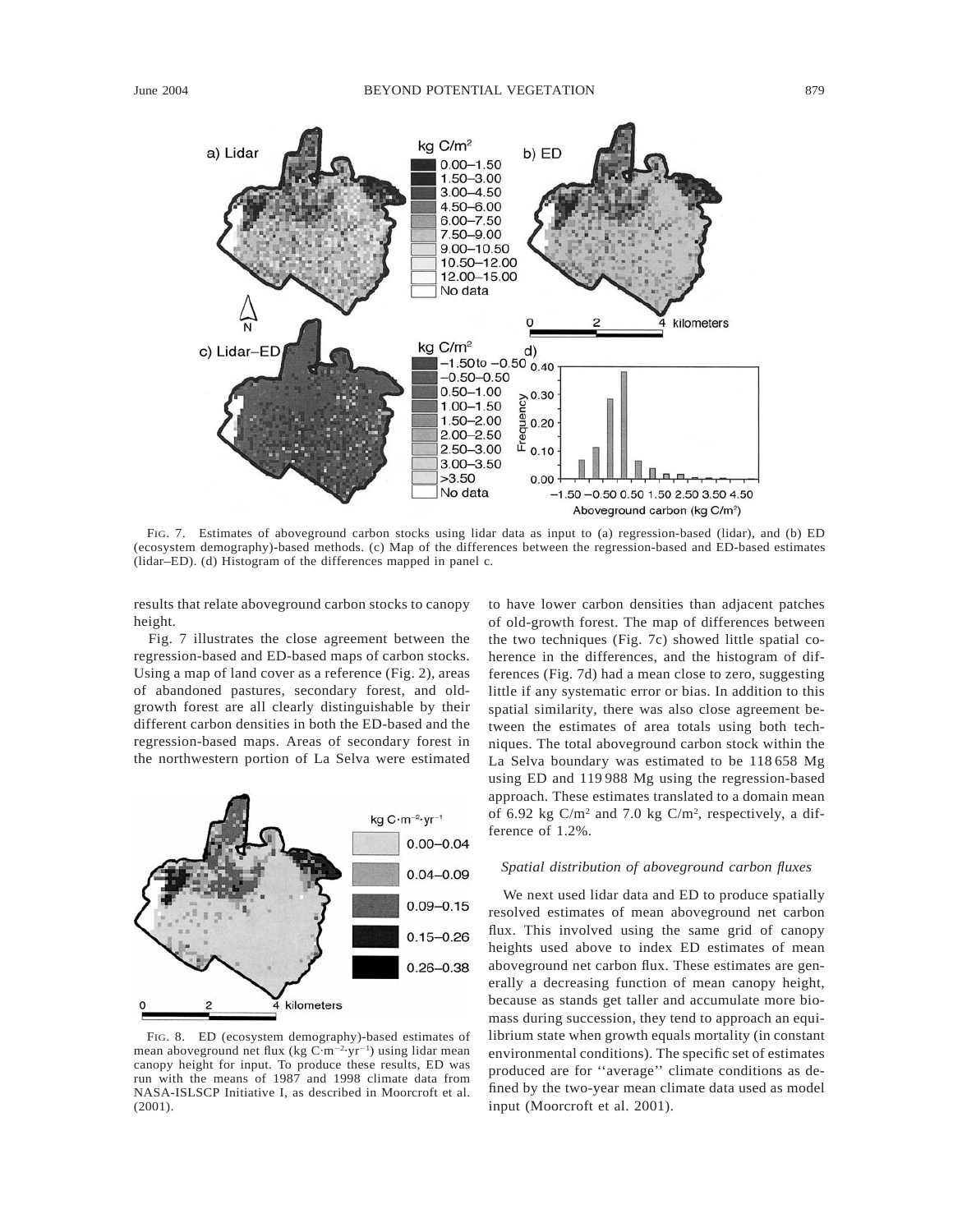FIG. 7. Estimates of aboveground carbon stocks using lidar data as input to (a) regression-based (lidar), and (b) ED (ecosystem demography)-based methods. (c) Map of the differences between the regression-based and ED-based estimates (lidar–ED). (d) Histogram of the differences mapped in panel c.

results that relate aboveground carbon stocks to canopy height.

Fig. 7 illustrates the close agreement between the regression-based and ED-based maps of carbon stocks. Using a map of land cover as a reference (Fig. 2), areas of abandoned pastures, secondary forest, and old-growth forest are all clearly distinguishable by their different carbon densities in both the ED-based and the regression-based maps. Areas of secondary forest in the northwestern portion of La Selva were estimated to have lower carbon densities than adjacent patches of old-growth forest. The map of differences between the two techniques (Fig. 7c) showed little spatial coherence in the differences, and the histogram of differences (Fig. 7d) had a mean close to zero, suggesting little if any systematic error or bias. In addition to this spatial similarity, there was also close agreement between the estimates of area totals using both techniques. The total aboveground carbon stock within the La Selva boundary was estimated to be 118 658 Mg using ED and 119 988 Mg using the regression-based approach. These estimates translated to a domain mean of 6.92 kg C/m$^2$ and 7.0 kg C/m$^2$, respectively, a difference of 1.2%.

FIG. 8. ED (ecosystem demography)-based estimates of mean aboveground net flux (kg C·m$^{-2}$·yr$^{-1}$) using lidar mean canopy height for input. To produce these results, ED was run with the means of 1987 and 1998 climate data from NASA-ISLSCP Initiative I, as described in Moorcroft et al. (2001).

### *Spatial distribution of aboveground carbon fluxes*

We next used lidar data and ED to produce spatially resolved estimates of mean aboveground net carbon flux. This involved using the same grid of canopy heights used above to index ED estimates of mean aboveground net carbon flux. These estimates are generally a decreasing function of mean canopy height, because as stands get taller and accumulate more biomass during succession, they tend to approach an equilibrium state when growth equals mortality (in constant environmental conditions). The specific set of estimates produced are for ''average'' climate conditions as defined by the two-year mean climate data used as model input (Moorcroft et al. 2001).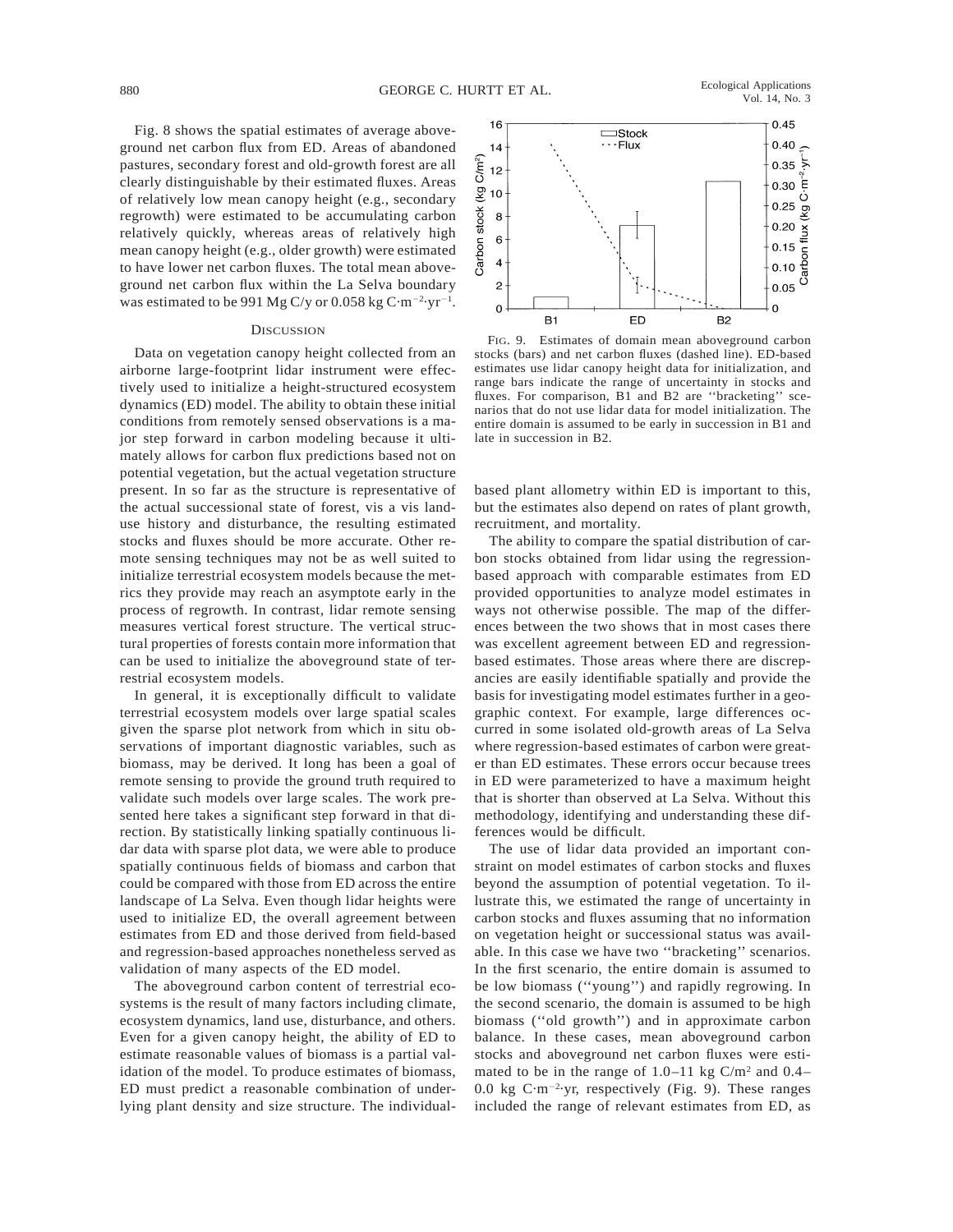Fig. 8 shows the spatial estimates of average aboveground net carbon flux from ED. Areas of abandoned pastures, secondary forest and old-growth forest are all clearly distinguishable by their estimated fluxes. Areas of relatively low mean canopy height (e.g., secondary regrowth) were estimated to be accumulating carbon relatively quickly, whereas areas of relatively high mean canopy height (e.g., older growth) were estimated to have lower net carbon fluxes. The total mean aboveground net carbon flux within the La Selva boundary was estimated to be 991 Mg C/y or 0.058 kg C$\cdot$m$^{-2}\cdot$yr$^{-1}$.

## Discussion

Data on vegetation canopy height collected from an airborne large-footprint lidar instrument were effectively used to initialize a height-structured ecosystem dynamics (ED) model. The ability to obtain these initial conditions from remotely sensed observations is a major step forward in carbon modeling because it ultimately allows for carbon flux predictions based not on potential vegetation, but the actual vegetation structure present. In so far as the structure is representative of the actual successional state of forest, vis a vis land-use history and disturbance, the resulting estimated stocks and fluxes should be more accurate. Other remote sensing techniques may not be as well suited to initialize terrestrial ecosystem models because the metrics they provide may reach an asymptote early in the process of regrowth. In contrast, lidar remote sensing measures vertical forest structure. The vertical structural properties of forests contain more information that can be used to initialize the aboveground state of terrestrial ecosystem models.

In general, it is exceptionally difficult to validate terrestrial ecosystem models over large spatial scales given the sparse plot network from which in situ observations of important diagnostic variables, such as biomass, may be derived. It long has been a goal of remote sensing to provide the ground truth required to validate such models over large scales. The work presented here takes a significant step forward in that direction. By statistically linking spatially continuous lidar data with sparse plot data, we were able to produce spatially continuous fields of biomass and carbon that could be compared with those from ED across the entire landscape of La Selva. Even though lidar heights were used to initialize ED, the overall agreement between estimates from ED and those derived from field-based and regression-based approaches nonetheless served as validation of many aspects of the ED model.

The aboveground carbon content of terrestrial ecosystems is the result of many factors including climate, ecosystem dynamics, land use, disturbance, and others. Even for a given canopy height, the ability of ED to estimate reasonable values of biomass is a partial validation of the model. To produce estimates of biomass, ED must predict a reasonable combination of underlying plant density and size structure. The individual-based plant allometry within ED is important to this, but the estimates also depend on rates of plant growth, recruitment, and mortality.

The ability to compare the spatial distribution of carbon stocks obtained from lidar using the regression-based approach with comparable estimates from ED provided opportunities to analyze model estimates in ways not otherwise possible. The map of the differences between the two shows that in most cases there was excellent agreement between ED and regression-based estimates. Those areas where there are discrepancies are easily identifiable spatially and provide the basis for investigating model estimates further in a geographic context. For example, large differences occurred in some isolated old-growth areas of La Selva where regression-based estimates of carbon were greater than ED estimates. These errors occur because trees in ED were parameterized to have a maximum height that is shorter than observed at La Selva. Without this methodology, identifying and understanding these differences would be difficult.

The use of lidar data provided an important constraint on model estimates of carbon stocks and fluxes beyond the assumption of potential vegetation. To illustrate this, we estimated the range of uncertainty in carbon stocks and fluxes assuming that no information on vegetation height or successional status was available. In this case we have two "bracketing" scenarios. In the first scenario, the entire domain is assumed to be low biomass ("young") and rapidly regrowing. In the second scenario, the domain is assumed to be high biomass ("old growth") and in approximate carbon balance. In these cases, mean aboveground carbon stocks and aboveground net carbon fluxes were estimated to be in the range of 1.0–11 kg C/m$^2$ and 0.4–0.0 kg C$\cdot$m$^{-2}\cdot$yr, respectively (Fig. 9). These ranges included the range of relevant estimates from ED, as

Stock
Flux
Carbon stock (kg C/m$^2$)
Carbon flux (kg C$\cdot$m$^{-2}\cdot$yr$^{-1}$)
16
14
12
10
8
6
4
2
0
0.45
0.40
0.35
0.30
0.25
0.20
0.15
0.10
0.05
0
B1
ED
B2

Fig. 9. Estimates of domain mean aboveground carbon stocks (bars) and net carbon fluxes (dashed line). ED-based estimates use lidar canopy height data for initialization, and range bars indicate the range of uncertainty in stocks and fluxes. For comparison, B1 and B2 are "bracketing" scenarios that do not use lidar data for model initialization. The entire domain is assumed to be early in succession in B1 and late in succession in B2.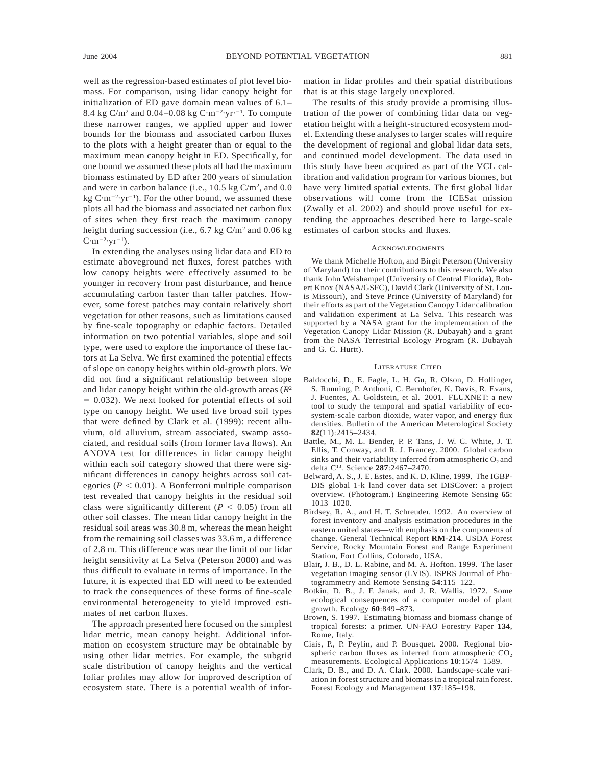well as the regression-based estimates of plot level biomass. For comparison, using lidar canopy height for initialization of ED gave domain mean values of 6.1–8.4 kg C/$m^2$ and 0.04–0.08 kg C·$m^{-2}$·$yr^{-1}$. To compute these narrower ranges, we applied upper and lower bounds for the biomass and associated carbon fluxes to the plots with a height greater than or equal to the maximum mean canopy height in ED. Specifically, for one bound we assumed these plots all had the maximum biomass estimated by ED after 200 years of simulation and were in carbon balance (i.e., 10.5 kg C/$m^2$, and 0.0 kg C·$m^{-2}$·$yr^{-1}$). For the other bound, we assumed these plots all had the biomass and associated net carbon flux of sites when they first reach the maximum canopy height during succession (i.e., 6.7 kg C/$m^2$ and 0.06 kg C·$m^{-2}$·$yr^{-1}$).

In extending the analyses using lidar data and ED to estimate aboveground net fluxes, forest patches with low canopy heights were effectively assumed to be younger in recovery from past disturbance, and hence accumulating carbon faster than taller patches. However, some forest patches may contain relatively short vegetation for other reasons, such as limitations caused by fine-scale topography or edaphic factors. Detailed information on two potential variables, slope and soil type, were used to explore the importance of these factors at La Selva. We first examined the potential effects of slope on canopy heights within old-growth plots. We did not find a significant relationship between slope and lidar canopy height within the old-growth areas ($R^2$ = 0.032). We next looked for potential effects of soil type on canopy height. We used five broad soil types that were defined by Clark et al. (1999): recent alluvium, old alluvium, stream associated, swamp associated, and residual soils (from former lava flows). An ANOVA test for differences in lidar canopy height within each soil category showed that there were significant differences in canopy heights across soil categories ($P < 0.01$). A Bonferroni multiple comparison test revealed that canopy heights in the residual soil class were significantly different ($P < 0.05$) from all other soil classes. The mean lidar canopy height in the residual soil areas was 30.8 m, whereas the mean height from the remaining soil classes was 33.6 m, a difference of 2.8 m. This difference was near the limit of our lidar height sensitivity at La Selva (Peterson 2000) and was thus difficult to evaluate in terms of importance. In the future, it is expected that ED will need to be extended to track the consequences of these forms of fine-scale environmental heterogeneity to yield improved estimates of net carbon fluxes.

The approach presented here focused on the simplest lidar metric, mean canopy height. Additional information on ecosystem structure may be obtainable by using other lidar metrics. For example, the subgrid scale distribution of canopy heights and the vertical foliar profiles may allow for improved description of ecosystem state. There is a potential wealth of information in lidar profiles and their spatial distributions that is at this stage largely unexplored.

The results of this study provide a promising illustration of the power of combining lidar data on vegetation height with a height-structured ecosystem model. Extending these analyses to larger scales will require the development of regional and global lidar data sets, and continued model development. The data used in this study have been acquired as part of the VCL calibration and validation program for various biomes, but have very limited spatial extents. The first global lidar observations will come from the ICESat mission (Zwally et al. 2002) and should prove useful for extending the approaches described here to large-scale estimates of carbon stocks and fluxes.

## Acknowledgments

We thank Michelle Hofton, and Birgit Peterson (University of Maryland) for their contributions to this research. We also thank John Weishampel (University of Central Florida), Robert Knox (NASA/GSFC), David Clark (University of St. Louis Missouri), and Steve Prince (University of Maryland) for their efforts as part of the Vegetation Canopy Lidar calibration and validation experiment at La Selva. This research was supported by a NASA grant for the implementation of the Vegetation Canopy Lidar Mission (R. Dubayah) and a grant from the NASA Terrestrial Ecology Program (R. Dubayah and G. C. Hurtt).

## Literature Cited

Baldocchi, D., E. Fagle, L. H. Gu, R. Olson, D. Hollinger, S. Running, P. Anthoni, C. Bernhofer, K. Davis, R. Evans, J. Fuentes, A. Goldstein, et al. 2001. FLUXNET: a new tool to study the temporal and spatial variability of ecosystem-scale carbon dioxide, water vapor, and energy flux densities. Bulletin of the American Meterological Society **82**(11):2415–2434.

Battle, M., M. L. Bender, P. P. Tans, J. W. C. White, J. T. Ellis, T. Conway, and R. J. Francey. 2000. Global carbon sinks and their variability inferred from atmospheric $O_2$ and delta $C^{13}$. Science **287**:2467–2470.

Belward, A. S., J. E. Estes, and K. D. Kline. 1999. The IGBP-DIS global 1-k land cover data set DISCover: a project overview. (Photogram.) Engineering Remote Sensing **65**: 1013–1020.

Birdsey, R. A., and H. T. Schreuder. 1992. An overview of forest inventory and analysis estimation procedures in the eastern united states—with emphasis on the components of change. General Technical Report **RM-214**. USDA Forest Service, Rocky Mountain Forest and Range Experiment Station, Fort Collins, Colorado, USA.

Blair, J. B., D. L. Rabine, and M. A. Hofton. 1999. The laser vegetation imaging sensor (LVIS). ISPRS Journal of Photogrammetry and Remote Sensing **54**:115–122.

Botkin, D. B., J. F. Janak, and J. R. Wallis. 1972. Some ecological consequences of a computer model of plant growth. Ecology **60**:849–873.

Brown, S. 1997. Estimating biomass and biomass change of tropical forests: a primer. UN-FAO Forestry Paper **134**, Rome, Italy.

Ciais, P., P. Peylin, and P. Bousquet. 2000. Regional biospheric carbon fluxes as inferred from atmospheric $CO_2$ measurements. Ecological Applications **10**:1574–1589.

Clark, D. B., and D. A. Clark. 2000. Landscape-scale variation in forest structure and biomass in a tropical rain forest. Forest Ecology and Management **137**:185–198.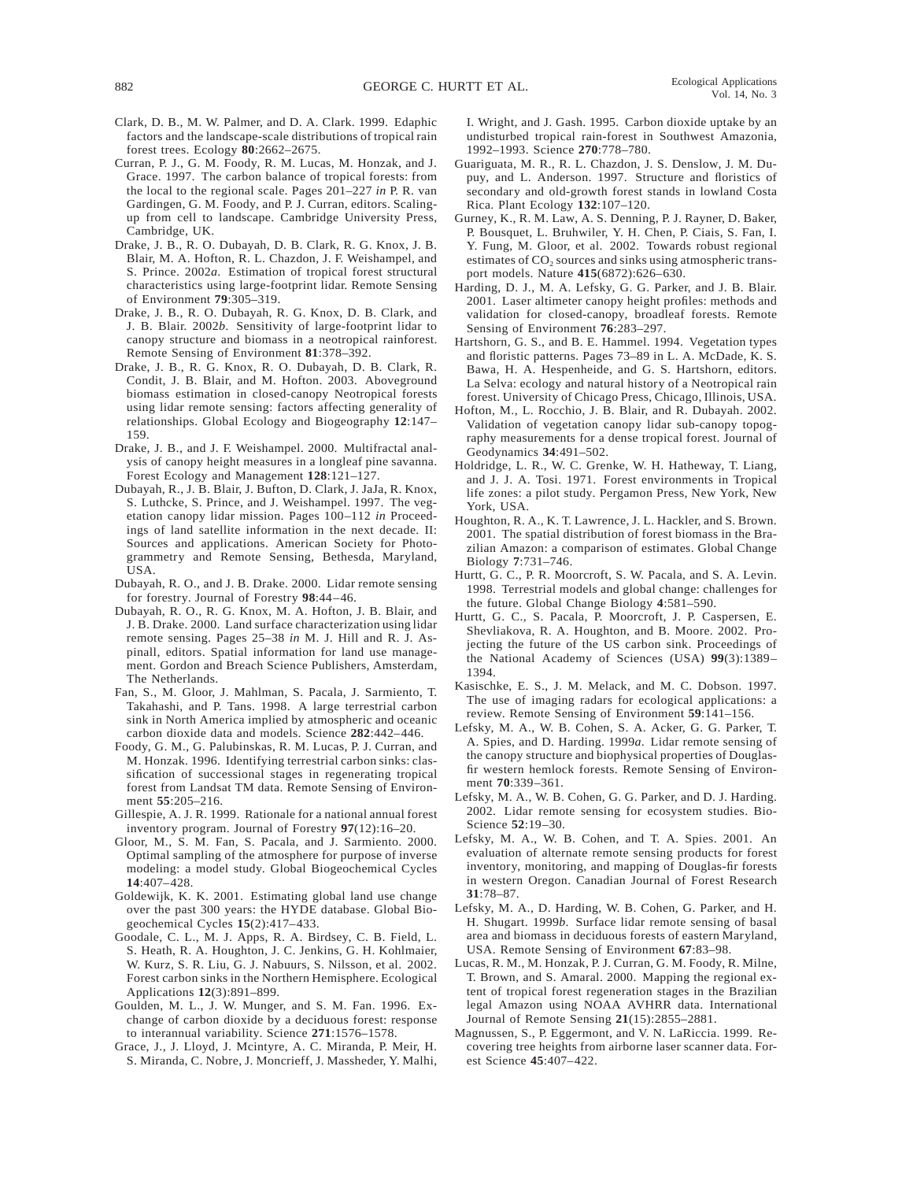Clark, D. B., M. W. Palmer, and D. A. Clark. 1999. Edaphic factors and the landscape-scale distributions of tropical rain forest trees. Ecology **80**:2662–2675.

Curran, P. J., G. M. Foody, R. M. Lucas, M. Honzak, and J. Grace. 1997. The carbon balance of tropical forests: from the local to the regional scale. Pages 201–227 *in* P. R. van Gardingen, G. M. Foody, and P. J. Curran, editors. Scaling-up from cell to landscape. Cambridge University Press, Cambridge, UK.

Drake, J. B., R. O. Dubayah, D. B. Clark, R. G. Knox, J. B. Blair, M. A. Hofton, R. L. Chazdon, J. F. Weishampel, and S. Prince. 2002*a*. Estimation of tropical forest structural characteristics using large-footprint lidar. Remote Sensing of Environment **79**:305–319.

Drake, J. B., R. O. Dubayah, R. G. Knox, D. B. Clark, and J. B. Blair. 2002*b*. Sensitivity of large-footprint lidar to canopy structure and biomass in a neotropical rainforest. Remote Sensing of Environment **81**:378–392.

Drake, J. B., R. G. Knox, R. O. Dubayah, D. B. Clark, R. Condit, J. B. Blair, and M. Hofton. 2003. Aboveground biomass estimation in closed-canopy Neotropical forests using lidar remote sensing: factors affecting generality of relationships. Global Ecology and Biogeography **12**:147–159.

Drake, J. B., and J. F. Weishampel. 2000. Multifractal analysis of canopy height measures in a longleaf pine savanna. Forest Ecology and Management **128**:121–127.

Dubayah, R., J. B. Blair, J. Bufton, D. Clark, J. JaJa, R. Knox, S. Luthcke, S. Prince, and J. Weishampel. 1997. The vegetation canopy lidar mission. Pages 100–112 *in* Proceedings of land satellite information in the next decade. II: Sources and applications. American Society for Photogrammetry and Remote Sensing, Bethesda, Maryland, USA.

Dubayah, R. O., and J. B. Drake. 2000. Lidar remote sensing for forestry. Journal of Forestry **98**:44–46.

Dubayah, R. O., R. G. Knox, M. A. Hofton, J. B. Blair, and J. B. Drake. 2000. Land surface characterization using lidar remote sensing. Pages 25–38 *in* M. J. Hill and R. J. Aspinall, editors. Spatial information for land use management. Gordon and Breach Science Publishers, Amsterdam, The Netherlands.

Fan, S., M. Gloor, J. Mahlman, S. Pacala, J. Sarmiento, T. Takahashi, and P. Tans. 1998. A large terrestrial carbon sink in North America implied by atmospheric and oceanic carbon dioxide data and models. Science **282**:442–446.

Foody, G. M., G. Palubinskas, R. M. Lucas, P. J. Curran, and M. Honzak. 1996. Identifying terrestrial carbon sinks: classification of successional stages in regenerating tropical forest from Landsat TM data. Remote Sensing of Environment **55**:205–216.

Gillespie, A. J. R. 1999. Rationale for a national annual forest inventory program. Journal of Forestry **97**(12):16–20.

Gloor, M., S. M. Fan, S. Pacala, and J. Sarmiento. 2000. Optimal sampling of the atmosphere for purpose of inverse modeling: a model study. Global Biogeochemical Cycles **14**:407–428.

Goldewijk, K. K. 2001. Estimating global land use change over the past 300 years: the HYDE database. Global Biogeochemical Cycles **15**(2):417–433.

Goodale, C. L., M. J. Apps, R. A. Birdsey, C. B. Field, L. S. Heath, R. A. Houghton, J. C. Jenkins, G. H. Kohlmaier, W. Kurz, S. R. Liu, G. J. Nabuurs, S. Nilsson, et al. 2002. Forest carbon sinks in the Northern Hemisphere. Ecological Applications **12**(3):891–899.

Goulden, M. L., J. W. Munger, and S. M. Fan. 1996. Exchange of carbon dioxide by a deciduous forest: response to interannual variability. Science **271**:1576–1578.

Grace, J., J. Lloyd, J. Mcintyre, A. C. Miranda, P. Meir, H. S. Miranda, C. Nobre, J. Moncrieff, J. Massheder, Y. Malhi, I. Wright, and J. Gash. 1995. Carbon dioxide uptake by an undisturbed tropical rain-forest in Southwest Amazonia, 1992–1993. Science **270**:778–780.

Guariguata, M. R., R. L. Chazdon, J. S. Denslow, J. M. Dupuy, and L. Anderson. 1997. Structure and floristics of secondary and old-growth forest stands in lowland Costa Rica. Plant Ecology **132**:107–120.

Gurney, K., R. M. Law, A. S. Denning, P. J. Rayner, D. Baker, P. Bousquet, L. Bruhwiler, Y. H. Chen, P. Ciais, S. Fan, I. Y. Fung, M. Gloor, et al. 2002. Towards robust regional estimates of $CO_2$ sources and sinks using atmospheric transport models. Nature **415**(6872):626–630.

Harding, D. J., M. A. Lefsky, G. G. Parker, and J. B. Blair. 2001. Laser altimeter canopy height profiles: methods and validation for closed-canopy, broadleaf forests. Remote Sensing of Environment **76**:283–297.

Hartshorn, G. S., and B. E. Hammel. 1994. Vegetation types and floristic patterns. Pages 73–89 in L. A. McDade, K. S. Bawa, H. A. Hespenheide, and G. S. Hartshorn, editors. La Selva: ecology and natural history of a Neotropical rain forest. University of Chicago Press, Chicago, Illinois, USA.

Hofton, M., L. Rocchio, J. B. Blair, and R. Dubayah. 2002. Validation of vegetation canopy lidar sub-canopy topography measurements for a dense tropical forest. Journal of Geodynamics **34**:491–502.

Holdridge, L. R., W. C. Grenke, W. H. Hatheway, T. Liang, and J. J. A. Tosi. 1971. Forest environments in Tropical life zones: a pilot study. Pergamon Press, New York, New York, USA.

Houghton, R. A., K. T. Lawrence, J. L. Hackler, and S. Brown. 2001. The spatial distribution of forest biomass in the Brazilian Amazon: a comparison of estimates. Global Change Biology **7**:731–746.

Hurtt, G. C., P. R. Moorcroft, S. W. Pacala, and S. A. Levin. 1998. Terrestrial models and global change: challenges for the future. Global Change Biology **4**:581–590.

Hurtt, G. C., S. Pacala, P. Moorcroft, J. P. Caspersen, E. Shevliakova, R. A. Houghton, and B. Moore. 2002. Projecting the future of the US carbon sink. Proceedings of the National Academy of Sciences (USA) **99**(3):1389–1394.

Kasischke, E. S., J. M. Melack, and M. C. Dobson. 1997. The use of imaging radars for ecological applications: a review. Remote Sensing of Environment **59**:141–156.

Lefsky, M. A., W. B. Cohen, S. A. Acker, G. G. Parker, T. A. Spies, and D. Harding. 1999*a*. Lidar remote sensing of the canopy structure and biophysical properties of Douglas-fir western hemlock forests. Remote Sensing of Environment **70**:339–361.

Lefsky, M. A., W. B. Cohen, G. G. Parker, and D. J. Harding. 2002. Lidar remote sensing for ecosystem studies. BioScience **52**:19–30.

Lefsky, M. A., W. B. Cohen, and T. A. Spies. 2001. An evaluation of alternate remote sensing products for forest inventory, monitoring, and mapping of Douglas-fir forests in western Oregon. Canadian Journal of Forest Research **31**:78–87.

Lefsky, M. A., D. Harding, W. B. Cohen, G. Parker, and H. H. Shugart. 1999*b*. Surface lidar remote sensing of basal area and biomass in deciduous forests of eastern Maryland, USA. Remote Sensing of Environment **67**:83–98.

Lucas, R. M., M. Honzak, P. J. Curran, G. M. Foody, R. Milne, T. Brown, and S. Amaral. 2000. Mapping the regional extent of tropical forest regeneration stages in the Brazilian legal Amazon using NOAA AVHRR data. International Journal of Remote Sensing **21**(15):2855–2881.

Magnussen, S., P. Eggermont, and V. N. LaRiccia. 1999. Recovering tree heights from airborne laser scanner data. Forest Science **45**:407–422.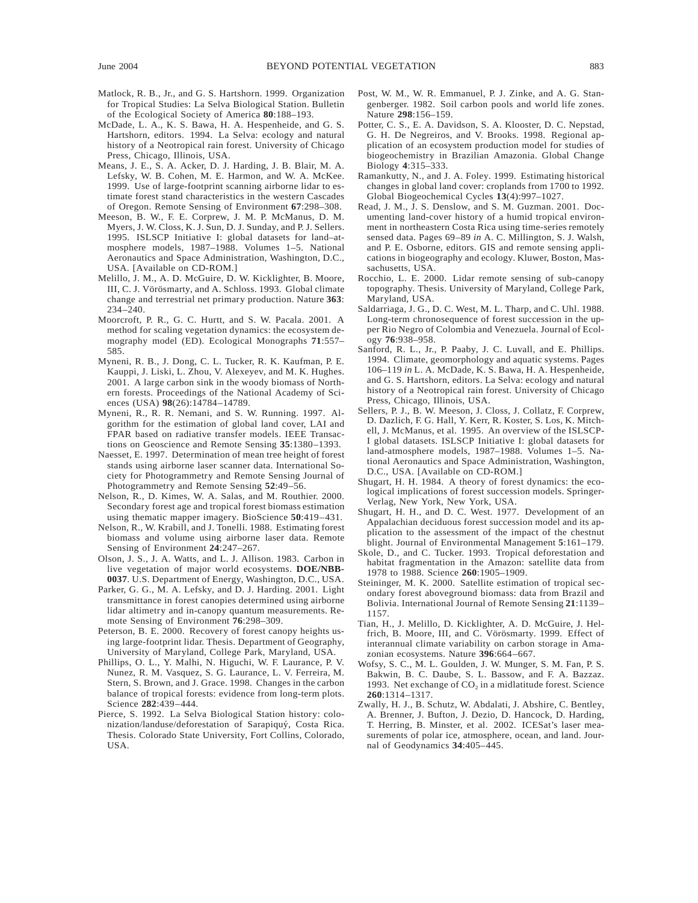Matlock, R. B., Jr., and G. S. Hartshorn. 1999. Organization for Tropical Studies: La Selva Biological Station. Bulletin of the Ecological Society of America **80**:188–193.

McDade, L. A., K. S. Bawa, H. A. Hespenheide, and G. S. Hartshorn, editors. 1994. La Selva: ecology and natural history of a Neotropical rain forest. University of Chicago Press, Chicago, Illinois, USA.

Means, J. E., S. A. Acker, D. J. Harding, J. B. Blair, M. A. Lefsky, W. B. Cohen, M. E. Harmon, and W. A. McKee. 1999. Use of large-footprint scanning airborne lidar to estimate forest stand characteristics in the western Cascades of Oregon. Remote Sensing of Environment **67**:298–308.

Meeson, B. W., F. E. Corprew, J. M. P. McManus, D. M. Myers, J. W. Closs, K. J. Sun, D. J. Sunday, and P. J. Sellers. 1995. ISLSCP Initiative I: global datasets for land–atmosphere models, 1987–1988. Volumes 1–5. National Aeronautics and Space Administration, Washington, D.C., USA. [Available on CD-ROM.]

Melillo, J. M., A. D. McGuire, D. W. Kicklighter, B. Moore, III, C. J. Vörösmarty, and A. Schloss. 1993. Global climate change and terrestrial net primary production. Nature **363**: 234–240.

Moorcroft, P. R., G. C. Hurtt, and S. W. Pacala. 2001. A method for scaling vegetation dynamics: the ecosystem demography model (ED). Ecological Monographs **71**:557–585.

Myneni, R. B., J. Dong, C. L. Tucker, R. K. Kaufman, P. E. Kauppi, J. Liski, L. Zhou, V. Alexeyev, and M. K. Hughes. 2001. A large carbon sink in the woody biomass of Northern forests. Proceedings of the National Academy of Sciences (USA) **98**(26):14784–14789.

Myneni, R., R. R. Nemani, and S. W. Running. 1997. Algorithm for the estimation of global land cover, LAI and FPAR based on radiative transfer models. IEEE Transactions on Geoscience and Remote Sensing **35**:1380–1393.

Naesset, E. 1997. Determination of mean tree height of forest stands using airborne laser scanner data. International Society for Photogrammetry and Remote Sensing Journal of Photogrammetry and Remote Sensing **52**:49–56.

Nelson, R., D. Kimes, W. A. Salas, and M. Routhier. 2000. Secondary forest age and tropical forest biomass estimation using thematic mapper imagery. BioScience **50**:419–431.

Nelson, R., W. Krabill, and J. Tonelli. 1988. Estimating forest biomass and volume using airborne laser data. Remote Sensing of Environment **24**:247–267.

Olson, J. S., J. A. Watts, and L. J. Allison. 1983. Carbon in live vegetation of major world ecosystems. **DOE/NBB-0037**. U.S. Department of Energy, Washington, D.C., USA.

Parker, G. G., M. A. Lefsky, and D. J. Harding. 2001. Light transmittance in forest canopies determined using airborne lidar altimetry and in-canopy quantum measurements. Remote Sensing of Environment **76**:298–309.

Peterson, B. E. 2000. Recovery of forest canopy heights using large-footprint lidar. Thesis. Department of Geography, University of Maryland, College Park, Maryland, USA.

Phillips, O. L., Y. Malhi, N. Higuchi, W. F. Laurance, P. V. Nunez, R. M. Vasquez, S. G. Laurance, L. V. Ferreira, M. Stern, S. Brown, and J. Grace. 1998. Changes in the carbon balance of tropical forests: evidence from long-term plots. Science **282**:439–444.

Pierce, S. 1992. La Selva Biological Station history: colonization/landuse/deforestation of Sarapiquý, Costa Rica. Thesis. Colorado State University, Fort Collins, Colorado, USA.

Post, W. M., W. R. Emmanuel, P. J. Zinke, and A. G. Stangenberger. 1982. Soil carbon pools and world life zones. Nature **298**:156–159.

Potter, C. S., E. A. Davidson, S. A. Klooster, D. C. Nepstad, G. H. De Negreiros, and V. Brooks. 1998. Regional application of an ecosystem production model for studies of biogeochemistry in Brazilian Amazonia. Global Change Biology **4**:315–333.

Ramankutty, N., and J. A. Foley. 1999. Estimating historical changes in global land cover: croplands from 1700 to 1992. Global Biogeochemical Cycles **13**(4):997–1027.

Read, J. M., J. S. Denslow, and S. M. Guzman. 2001. Documenting land-cover history of a humid tropical environment in northeastern Costa Rica using time-series remotely sensed data. Pages 69–89 *in* A. C. Millington, S. J. Walsh, and P. E. Osborne, editors. GIS and remote sensing applications in biogeography and ecology. Kluwer, Boston, Massachusetts, USA.

Rocchio, L. E. 2000. Lidar remote sensing of sub-canopy topography. Thesis. University of Maryland, College Park, Maryland, USA.

Saldarriaga, J. G., D. C. West, M. L. Tharp, and C. Uhl. 1988. Long-term chronosequence of forest succession in the upper Rio Negro of Colombia and Venezuela. Journal of Ecology **76**:938–958.

Sanford, R. L., Jr., P. Paaby, J. C. Luvall, and E. Phillips. 1994. Climate, geomorphology and aquatic systems. Pages 106–119 *in* L. A. McDade, K. S. Bawa, H. A. Hespenheide, and G. S. Hartshorn, editors. La Selva: ecology and natural history of a Neotropical rain forest. University of Chicago Press, Chicago, Illinois, USA.

Sellers, P. J., B. W. Meeson, J. Closs, J. Collatz, F. Corprew, D. Dazlich, F. G. Hall, Y. Kerr, R. Koster, S. Los, K. Mitchell, J. McManus, et al. 1995. An overview of the ISLSCP-I global datasets. ISLSCP Initiative I: global datasets for land-atmosphere models, 1987–1988. Volumes 1–5. National Aeronautics and Space Administration, Washington, D.C., USA. [Available on CD-ROM.]

Shugart, H. H. 1984. A theory of forest dynamics: the ecological implications of forest succession models. Springer-Verlag, New York, New York, USA.

Shugart, H. H., and D. C. West. 1977. Development of an Appalachian deciduous forest succession model and its application to the assessment of the impact of the chestnut blight. Journal of Environmental Management **5**:161–179.

Skole, D., and C. Tucker. 1993. Tropical deforestation and habitat fragmentation in the Amazon: satellite data from 1978 to 1988. Science **260**:1905–1909.

Steininger, M. K. 2000. Satellite estimation of tropical secondary forest aboveground biomass: data from Brazil and Bolivia. International Journal of Remote Sensing **21**:1139–1157.

Tian, H., J. Melillo, D. Kicklighter, A. D. McGuire, J. Helfrich, B. Moore, III, and C. Vörösmarty. 1999. Effect of interannual climate variability on carbon storage in Amazonian ecosystems. Nature **396**:664–667.

Wofsy, S. C., M. L. Goulden, J. W. Munger, S. M. Fan, P. S. Bakwin, B. C. Daube, S. L. Bassow, and F. A. Bazzaz. 1993. Net exchange of $CO_2$ in a midlatitude forest. Science **260**:1314–1317.

Zwally, H. J., B. Schutz, W. Abdalati, J. Abshire, C. Bentley, A. Brenner, J. Bufton, J. Dezio, D. Hancock, D. Harding, T. Herring, B. Minster, et al. 2002. ICESat's laser measurements of polar ice, atmosphere, ocean, and land. Journal of Geodynamics **34**:405–445.